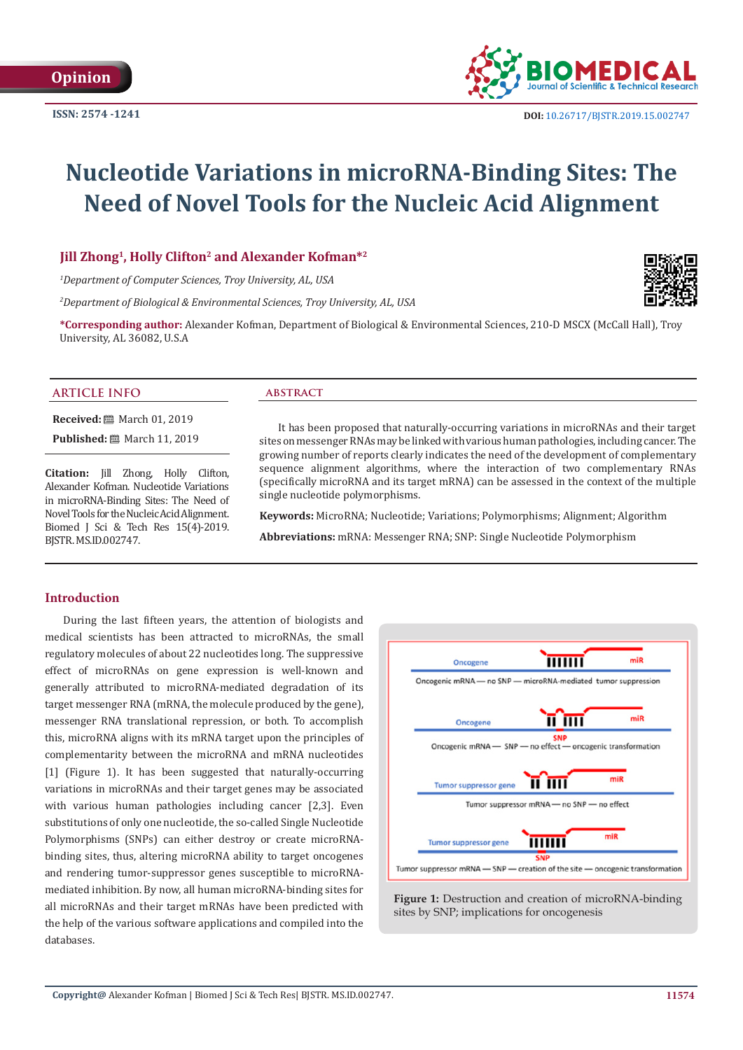Opinion

ISSN: 2574 -1241

DOI: 10.26717/BJSTR.2019.15.002747

# Nucleotide Variations in microRNA-Binding Sites: The Need of Novel Tools for the Nucleic Acid Alignment

**Jill Zhong[1], Holly Clifton[2] and Alexander Kofman*[2]**

[1]*Department of Computer Sciences, Troy University, AL, USA*

[2]*Department of Biological & Environmental Sciences, Troy University, AL, USA*

**\*Corresponding author:** Alexander Kofman, Department of Biological & Environmental Sciences, 210-D MSCX (McCall Hall), Troy University, AL 36082, U.S.A

## ARTICLE INFO

**Received:** March 01, 2019

**Published:** March 11, 2019

**Citation:** Jill Zhong, Holly Clifton, Alexander Kofman. Nucleotide Variations in microRNA-Binding Sites: The Need of Novel Tools for the Nucleic Acid Alignment. Biomed J Sci & Tech Res 15(4)-2019. BJSTR. MS.ID.002747.

## ABSTRACT

It has been proposed that naturally-occurring variations in microRNAs and their target sites on messenger RNAs may be linked with various human pathologies, including cancer. The growing number of reports clearly indicates the need of the development of complementary sequence alignment algorithms, where the interaction of two complementary RNAs (specifically microRNA and its target mRNA) can be assessed in the context of the multiple single nucleotide polymorphisms.

**Keywords:** MicroRNA; Nucleotide; Variations; Polymorphisms; Alignment; Algorithm

**Abbreviations:** mRNA: Messenger RNA; SNP: Single Nucleotide Polymorphism

## Introduction

During the last fifteen years, the attention of biologists and medical scientists has been attracted to microRNAs, the small regulatory molecules of about 22 nucleotides long. The suppressive effect of microRNAs on gene expression is well-known and generally attributed to microRNA-mediated degradation of its target messenger RNA (mRNA, the molecule produced by the gene), messenger RNA translational repression, or both. To accomplish this, microRNA aligns with its mRNA target upon the principles of complementarity between the microRNA and mRNA nucleotides [1] (Figure 1). It has been suggested that naturally-occurring variations in microRNAs and their target genes may be associated with various human pathologies including cancer [2,3]. Even substitutions of only one nucleotide, the so-called Single Nucleotide Polymorphisms (SNPs) can either destroy or create microRNA-binding sites, thus, altering microRNA ability to target oncogenes and rendering tumor-suppressor genes susceptible to microRNA-mediated inhibition. By now, all human microRNA-binding sites for all microRNAs and their target mRNAs have been predicted with the help of the various software applications and compiled into the databases.

Oncogene — miR

Oncogenic mRNA — no SNP — microRNA-mediated tumor suppression

Oncogene — SNP — miR

Oncogenic mRNA — SNP — no effect — oncogenic transformation

Tumor suppressor gene — miR

Tumor suppressor mRNA — no SNP — no effect

Tumor suppressor gene — SNP — miR

Tumor suppressor mRNA — SNP — creation of the site — oncogenic transformation

**Figure 1:** Destruction and creation of microRNA-binding sites by SNP; implications for oncogenesis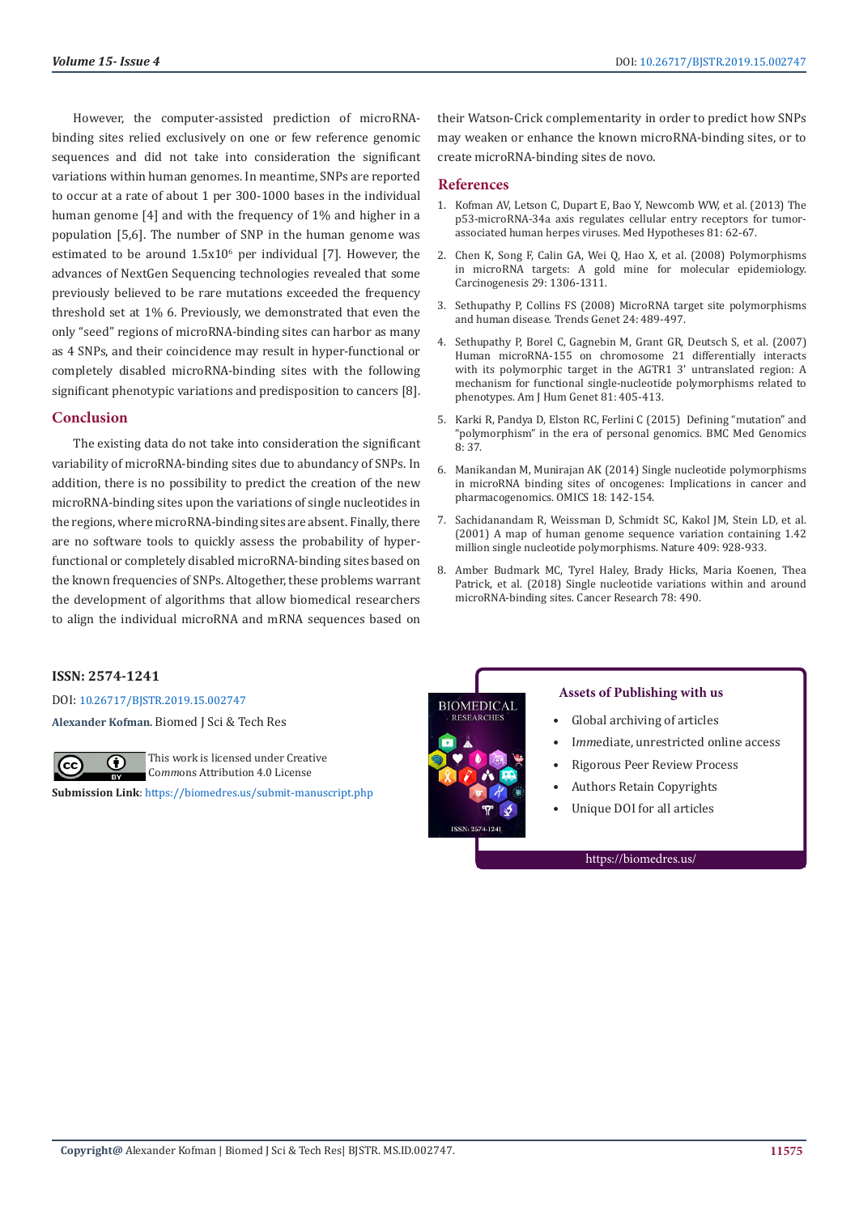However, the computer-assisted prediction of microRNA-binding sites relied exclusively on one or few reference genomic sequences and did not take into consideration the significant variations within human genomes. In meantime, SNPs are reported to occur at a rate of about 1 per 300-1000 bases in the individual human genome [4] and with the frequency of 1% and higher in a population [5,6]. The number of SNP in the human genome was estimated to be around $1.5 \times 10^6$ per individual [7]. However, the advances of NextGen Sequencing technologies revealed that some previously believed to be rare mutations exceeded the frequency threshold set at 1% 6. Previously, we demonstrated that even the only "seed" regions of microRNA-binding sites can harbor as many as 4 SNPs, and their coincidence may result in hyper-functional or completely disabled microRNA-binding sites with the following significant phenotypic variations and predisposition to cancers [8].

## Conclusion

The existing data do not take into consideration the significant variability of microRNA-binding sites due to abundancy of SNPs. In addition, there is no possibility to predict the creation of the new microRNA-binding sites upon the variations of single nucleotides in the regions, where microRNA-binding sites are absent. Finally, there are no software tools to quickly assess the probability of hyper-functional or completely disabled microRNA-binding sites based on the known frequencies of SNPs. Altogether, these problems warrant the development of algorithms that allow biomedical researchers to align the individual microRNA and mRNA sequences based on their Watson-Crick complementarity in order to predict how SNPs may weaken or enhance the known microRNA-binding sites, or to create microRNA-binding sites de novo.

## References

1. Kofman AV, Letson C, Dupart E, Bao Y, Newcomb WW, et al. (2013) The p53-microRNA-34a axis regulates cellular entry receptors for tumor-associated human herpes viruses. Med Hypotheses 81: 62-67.
2. Chen K, Song F, Calin GA, Wei Q, Hao X, et al. (2008) Polymorphisms in microRNA targets: A gold mine for molecular epidemiology. Carcinogenesis 29: 1306-1311.
3. Sethupathy P, Collins FS (2008) MicroRNA target site polymorphisms and human disease. Trends Genet 24: 489-497.
4. Sethupathy P, Borel C, Gagnebin M, Grant GR, Deutsch S, et al. (2007) Human microRNA-155 on chromosome 21 differentially interacts with its polymorphic target in the AGTR1 3' untranslated region: A mechanism for functional single-nucleotide polymorphisms related to phenotypes. Am J Hum Genet 81: 405-413.
5. Karki R, Pandya D, Elston RC, Ferlini C (2015) Defining "mutation" and "polymorphism" in the era of personal genomics. BMC Med Genomics 8: 37.
6. Manikandan M, Munirajan AK (2014) Single nucleotide polymorphisms in microRNA binding sites of oncogenes: Implications in cancer and pharmacogenomics. OMICS 18: 142-154.
7. Sachidanandam R, Weissman D, Schmidt SC, Kakol JM, Stein LD, et al. (2001) A map of human genome sequence variation containing 1.42 million single nucleotide polymorphisms. Nature 409: 928-933.
8. Amber Budmark MC, Tyrel Haley, Brady Hicks, Maria Koenen, Thea Patrick, et al. (2018) Single nucleotide variations within and around microRNA-binding sites. Cancer Research 78: 490.

**ISSN: 2574-1241**

DOI: 10.26717/BJSTR.2019.15.002747

**Alexander Kofman.** Biomed J Sci & Tech Res

This work is licensed under Creative Commons Attribution 4.0 License

**Submission Link**: https://biomedres.us/submit-manuscript.php

**Assets of Publishing with us**

- Global archiving of articles
- Immediate, unrestricted online access
- Rigorous Peer Review Process
- Authors Retain Copyrights
- Unique DOI for all articles

https://biomedres.us/